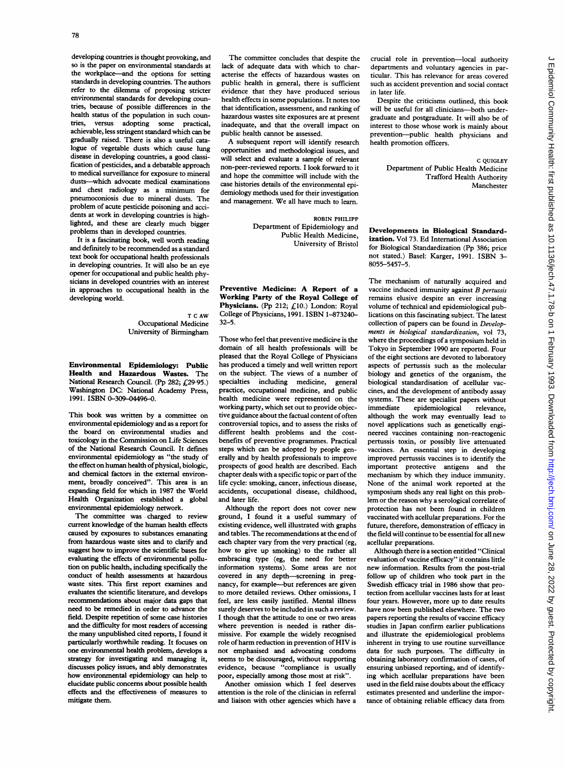developing countries is thought provoking, and so is the paper on environmental standards at the workplace—and the options for setting standards in developing countries. The authors refer to the dilemma of proposing stricter environmental standards for developing countries, because of possible differences in the health status of the population in such countries, versus adopting some practical, achievable, less stringent standard which can be gradually raised. There is also a useful catalogue of vegetable dusts which cause lung disease in developing countries, a good classification of pesticides, and a debatable approach to medical surveillance for exposure to mineral dusts—which advocate medical examinations and chest radiology as a minimum for pneumoconiosis due to mineral dusts. The problem of acute pesticide poisoning and accidents at work in developing countries is highlighted, and these are clearly much bigger problems than in developed countries.

It is a fascinating book, well worth reading and definitely to be recommended as a standard text book for occupational health professionals in developing countries. It will also be an eye opener for occupational and public health physicians in developed countries with an interest in approaches to occupational health in the developing world.

T C AW
Occupational Medicine
University of Birmingham

**Environmental Epidemiology: Public Health and Hazardous Wastes.** The National Research Council. (Pp 282; £29·95.) Washington DC: National Academy Press, 1991. ISBN 0-309-04496-0.

This book was written by a committee on environmental epidemiology and as a report for the board on environmental studies and toxicology in the Commission on Life Sciences of the National Research Council. It defines environmental epidemiology as "the study of the effect on human health of physical, biologic, and chemical factors in the external environment, broadly conceived". This area is an expanding field for which in 1987 the World Health Organization established a global environmental epidemiology network.

The committee was charged to review current knowledge of the human health effects caused by exposures to substances emanating from hazardous waste sites and to clarify and suggest how to improve the scientific bases for evaluating the effects of environmental pollution on public health, including specifically the conduct of health assessments at hazardous waste sites. This first report examines and evaluates the scientific literature, and develops recommendations about major data gaps that need to be remedied in order to advance the field. Despite repetition of some case histories and the difficulty for most readers of accessing the many unpublished cited reports, I found it particularly worthwhile reading. It focuses on one environmental health problem, develops a strategy for investigating and managing it, discusses policy issues, and ably demonstrates how environmental epidemiology can help to elucidate public concerns about possible health effects and the effectiveness of measures to mitigate them.

The committee concludes that despite the lack of adequate data with which to characterise the effects of hazardous wastes on public health in general, there is sufficient evidence that they have produced serious health effects in some populations. It notes too that identification, assessment, and ranking of hazardous wastes site exposures are at present inadequate, and that the overall impact on public health cannot be assessed.

A subsequent report will identify research opportunities and methodological issues, and will select and evaluate a sample of relevant non-peer-reviewed reports. I look forward to it and hope the committee will include with the case histories details of the environmental epidemiology methods used for their investigation and management. We all have much to learn.

ROBIN PHILIPP
Department of Epidemiology and Public Health Medicine,
University of Bristol

**Preventive Medicine: A Report of a Working Party of the Royal College of Physicians.** (Pp 212; £10.) London: Royal College of Physicians, 1991. ISBN 1-873240-32-5.

Those who feel that preventive medicine is the domain of all health professionals will be pleased that the Royal College of Physicians has produced a timely and well written report on the subject. The views of a number of specialties including medicine, general practice, occupational medicine, and public health medicine were represented on the working party, which set out to provide objective guidance about the factual content of often controversial topics, and to assess the risks of different health problems and the cost-benefits of preventive programmes. Practical steps which can be adopted by people generally and by health professionals to improve prospects of good health are described. Each chapter deals with a specific topic or part of the life cycle: smoking, cancer, infectious disease, accidents, occupational disease, childhood, and later life.

Although the report does not cover new ground, I found it a useful summary of existing evidence, well illustrated with graphs and tables. The recommendations at the end of each chapter vary from the very practical (eg, how to give up smoking) to the rather all embracing type (eg, the need for better information systems). Some areas are not covered in any depth—screening in pregnancy, for example—but references are given to more detailed reviews. Other omissions, I feel, are less easily justified. Mental illness surely deserves to be included in such a review. I though that the attitude to one or two areas where prevention is needed is rather dismissive. For example the widely recognised role of harm reduction in prevention of HIV is not emphasised and advocating condoms seems to be discouraged, without supporting evidence, because "compliance is usually poor, especially among those most at risk".

Another omission which I feel deserves attention is the role of the clinician in referral and liaison with other agencies which have a crucial role in prevention—local authority departments and voluntary agencies in particular. This has relevance for areas covered such as accident prevention and social contact in later life.

Despite the criticisms outlined, this book will be useful for all clinicians—both undergraduate and postgraduate. It will also be of interest to those whose work is mainly about prevention—public health physicians and health promotion officers.

C QUIGLEY
Department of Public Health Medicine
Trafford Health Authority
Manchester

**Developments in Biological Standardization.** Vol 73. Ed International Association for Biological Standardization (Pp 386; price not stated.) Basel: Karger, 1991. ISBN 3-8055-5457-5.

The mechanism of naturally acquired and vaccine induced immunity against *B pertussis* remains elusive despite an ever increasing volume of technical and epidemiological publications on this fascinating subject. The latest collection of papers can be found in *Developments in biological standardization*, vol 73, where the proceedings of a symposium held in Tokyo in September 1990 are reported. Four of the eight sections are devoted to laboratory aspects of pertussis such as the molecular biology and genetics of the organism, the biological standardisation of acellular vaccines, and the development of antibody assay systems. These are specialist papers without immediate epidemiological relevance, although the work may eventually lead to novel applications such as genetically engineered vaccines containing non-reactogenic pertussis toxin, or possibly live attenuated vaccines. An essential step in developing improved pertussis vaccines is to identify the important protective antigens and the mechanism by which they induce immunity. None of the animal work reported at the symposium sheds any real light on this problem or the reason why a serological correlate of protection has not been found in children vaccinated with acellular preparations. For the future, therefore, demonstration of efficacy in the field will continue to be essential for all new acellular preparations.

Although there is a section entitled "Clinical evaluation of vaccine efficacy" it contains little new information. Results from the post-trial follow up of children who took part in the Swedish efficacy trial in 1986 show that protection from acellular vaccines lasts for at least four years. However, more up to date results have now been published elsewhere. The two papers reporting the results of vaccine efficacy studies in Japan confirm earlier publications and illustrate the epidemiological problems inherent in trying to use routine surveillance data for such purposes. The difficulty in obtaining laboratory confirmation of cases, of ensuring unbiased reporting, and of identifying which acellular preparations have been used in the field raise doubts about the efficacy estimates presented and underline the importance of obtaining reliable efficacy data from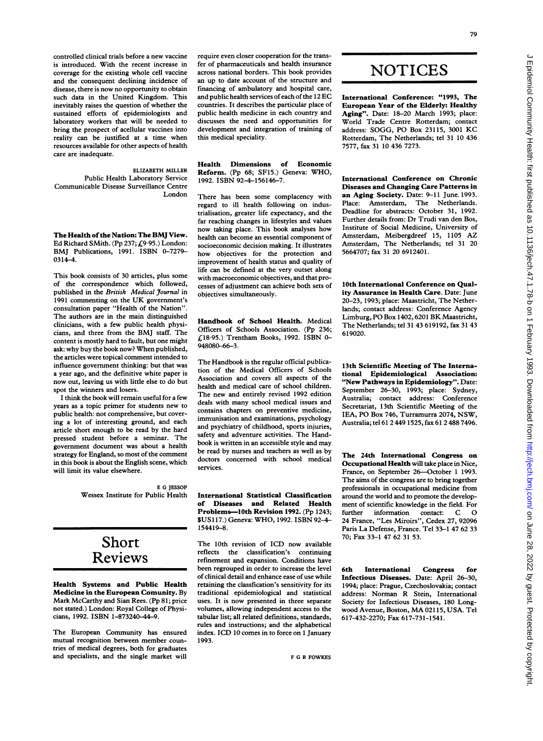controlled clinical trials before a new vaccine is introduced. With the recent increase in coverage for the existing whole cell vaccine and the consequent declining incidence of disease, there is now no opportunity to obtain such data in the United Kingdom. This inevitably raises the question of whether the sustained efforts of epidemiologists and laboratory workers that will be needed to bring the prospect of acellular vaccines into reality can be justified at a time when resources available for other aspects of health care are inadequate.

ELIZABETH MILLER
Public Health Laboratory Service
Communicable Disease Surveillance Centre
London

**The Health of the Nation: The BMJ View.** Ed Richard SMith. (Pp 237; £9·95.) London: BMJ Publications, 1991. ISBN 0-7279-0314-4.

This book consists of 30 articles, plus some of the correspondence which followed, published in the *British Medical Journal* in 1991 commenting on the UK government's consultation paper "Health of the Nation". The authors are in the main distinguished clinicians, with a few public health physicians, and three from the BMJ staff. The content is mostly hard to fault, but one might ask: why buy the book now? When published, the articles were topical comment intended to influence government thinking: but that was a year ago, and the definitive white paper is now out, leaving us with little else to do but spot the winners and losers.

I think the book will remain useful for a few years as a topic primer for students new to public health: not comprehensive, but covering a lot of interesting ground, and each article short enough to be read by the hard pressed student before a seminar. The government document was about a health strategy for England, so most of the comment in this book is about the English scene, which will limit its value elsewhere.

E G JESSOP
Wessex Institute for Public Health

# Short Reviews

**Health Systems and Public Health Medicine in the European Comunity.** By Mark McCarthy and Sian Rees. (Pp 81; price not stated.) London: Royal College of Physicians, 1992. ISBN 1-873240-44-9.

The European Community has ensured mutual recognition between member countries of medical degrees, both for graduates and specialists, and the single market will require even closer cooperation for the transfer of pharmaceuticals and health insurance across national borders. This book provides an up to date account of the structure and financing of ambulatory and hospital care, and public health services of each of the 12 EC countries. It describes the particular place of public health medicine in each country and discusses the need and opportunities for development and integration of training of this medical speciality.

**Health Dimensions of Economic Reform.** (Pp 68; SF15.) Geneva: WHO, 1992. ISBN 92-4-156146-7.

There has been some complacency with regard to ill health following on industrialisation, greater life expectancy, and the far reaching changes in lifestyles and values now taking place. This book analyses how health can become an essential component of socioeconomic decision making. It illustrates how objectives for the protection and improvement of health status and quality of life can be defined at the very outset along with macroeconomic objectives, and that processes of adjustment can achieve both sets of objectives simultaneously.

**Handbook of School Health.** Medical Officers of Schools Association. (Pp 236; £18·95.) Trentham Books, 1992. ISBN 0-948080-66-3.

The Handbook is the regular official publication of the Medical Officers of Schools Association and covers all aspects of the health and medical care of school children. The new and entirely revised 1992 edition deals with many school medical issues and contains chapters on preventive medicine, immunisation and examinations, psychology and psychiatry of childhood, sports injuries, safety and adventure activities. The Handbook is written in an accessible style and may be read by nurses and teachers as well as by doctors concerned with school medical services.

**International Statistical Classification of Diseases and Related Health Problems—10th Revision 1992.** (Pp 1243; $US117.) Geneva: WHO, 1992. ISBN 92-4-154419-8.

The 10th revision of ICD now available reflects the classification's continuing refinement and expansion. Conditions have been regrouped in order to increase the level of clinical detail and enhance ease of use while retaining the classfication's sensitivity for its traditional epidemiological and statistical uses. It is now presented in three separate volumes, allowing independent access to the tabular list; all related definitions, standards, rules and instructions; and the alphabetical index. ICD 10 comes in to force on 1 January 1993.

F G R FOWKES

# NOTICES

**International Conference: "1993, The European Year of the Elderly: Healthy Aging".** Date: 18–20 March 1993; place: World Trade Centre Rotterdam; contact address: SOGG, PO Box 23115, 3001 KC Rotterdam, The Netherlands; tel 31 10 436 7577, fax 31 10 436 7273.

**International Conference on Chronic Diseases and Changing Care Patterns in an Aging Society.** Date: 9–11 June. 1993. Place: Amsterdam, The Netherlands. Deadline for abstracts: October 31, 1992. Further details from: Dr Trudi van den Bos, Institute of Social Medicine, University of Amsterdam, Meibergdreef 15, 1105 AZ Amsterdam, The Netherlands; tel 31 20 5664707; fax 31 20 6912401.

**10th International Conference on Quality Assurance in Health Care.** Date: June 20–23, 1993; place: Maastricht, The Netherlands; contact address: Conference Agency Limburg, PO Box 1402, 6201 BK Maastricht, The Netherlands; tel 31 43 619192, fax 31 43 619020.

**13th Scientific Meeting of The International Epidemiological Association: "New Pathways in Epidemiology".** Date: September 26–30, 1993; place: Sydney, Australia; contact address: Conference Secretariat, 13th Scientific Meeting of the IEA, PO Box 746, Turramurra 2074, NSW, Australia; tel 61 2 449 1525, fax 61 2 488 7496.

**The 24th International Congress on Occupational Health** will take place in Nice, France, on September 26—October 1 1993. The aims of the congress are to bring together professionals in occupational medicine from around the world and to promote the development of scientific knowledge in the field. For further information contact: C O 24 France, "Les Miroirs", Cedex 27, 92096 Paris La Defense, France. Tel 33-1 47 62 33 70; Fax 33-1 47 62 31 53.

**6th International Congress for Infectious Diseases.** Date: April 26–30, 1994; place: Prague, Czechoslovakia; contact address: Norman R Stein, International Society for Infectious Diseases, 180 Longwood Avenue, Boston, MA 02115, USA. Tel 617-432-2270; Fax 617-731-1541.